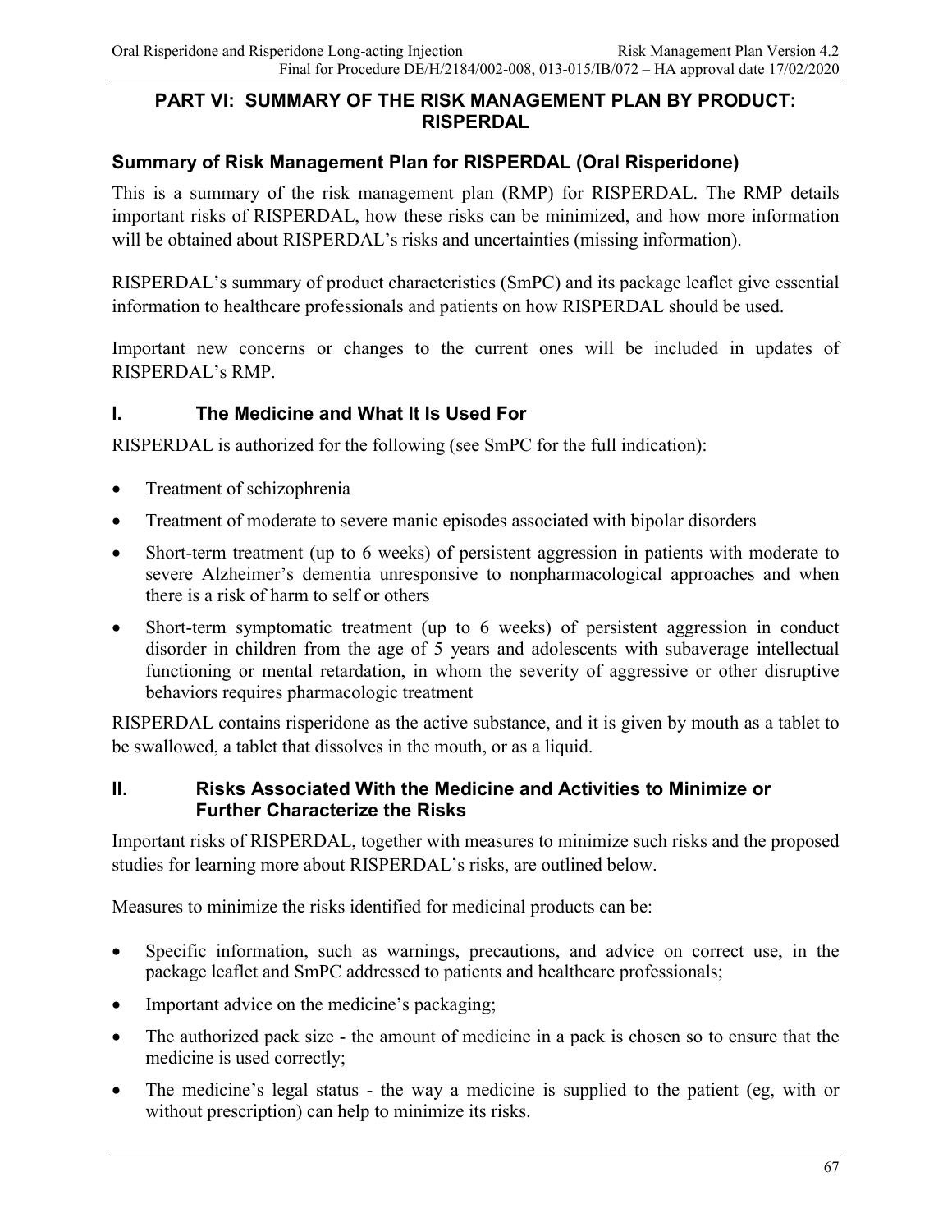# PART VI: SUMMARY OF THE RISK MANAGEMENT PLAN BY PRODUCT: RISPERDAL

## Summary of Risk Management Plan for RISPERDAL (Oral Risperidone)

This is a summary of the risk management plan (RMP) for RISPERDAL. The RMP details important risks of RISPERDAL, how these risks can be minimized, and how more information will be obtained about RISPERDAL's risks and uncertainties (missing information).

RISPERDAL's summary of product characteristics (SmPC) and its package leaflet give essential information to healthcare professionals and patients on how RISPERDAL should be used.

Important new concerns or changes to the current ones will be included in updates of RISPERDAL's RMP.

## I. The Medicine and What It Is Used For

RISPERDAL is authorized for the following (see SmPC for the full indication):

- Treatment of schizophrenia
- Treatment of moderate to severe manic episodes associated with bipolar disorders
- Short-term treatment (up to 6 weeks) of persistent aggression in patients with moderate to severe Alzheimer's dementia unresponsive to nonpharmacological approaches and when there is a risk of harm to self or others
- Short-term symptomatic treatment (up to 6 weeks) of persistent aggression in conduct disorder in children from the age of 5 years and adolescents with subaverage intellectual functioning or mental retardation, in whom the severity of aggressive or other disruptive behaviors requires pharmacologic treatment

RISPERDAL contains risperidone as the active substance, and it is given by mouth as a tablet to be swallowed, a tablet that dissolves in the mouth, or as a liquid.

## II. Risks Associated With the Medicine and Activities to Minimize or Further Characterize the Risks

Important risks of RISPERDAL, together with measures to minimize such risks and the proposed studies for learning more about RISPERDAL's risks, are outlined below.

Measures to minimize the risks identified for medicinal products can be:

- Specific information, such as warnings, precautions, and advice on correct use, in the package leaflet and SmPC addressed to patients and healthcare professionals;
- Important advice on the medicine's packaging;
- The authorized pack size - the amount of medicine in a pack is chosen so to ensure that the medicine is used correctly;
- The medicine's legal status - the way a medicine is supplied to the patient (eg, with or without prescription) can help to minimize its risks.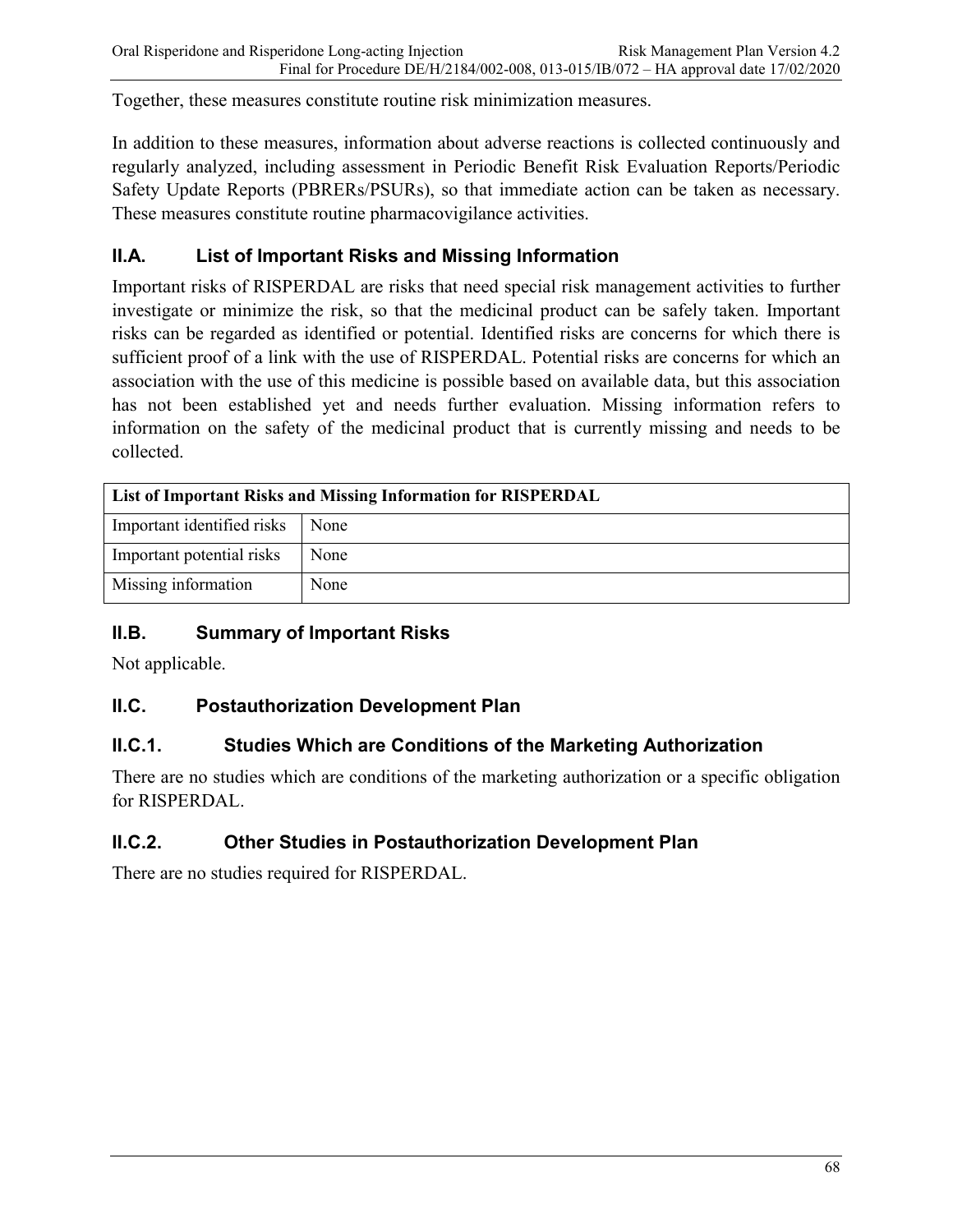Together, these measures constitute routine risk minimization measures.

In addition to these measures, information about adverse reactions is collected continuously and regularly analyzed, including assessment in Periodic Benefit Risk Evaluation Reports/Periodic Safety Update Reports (PBRERs/PSURs), so that immediate action can be taken as necessary. These measures constitute routine pharmacovigilance activities.

## II.A. List of Important Risks and Missing Information

Important risks of RISPERDAL are risks that need special risk management activities to further investigate or minimize the risk, so that the medicinal product can be safely taken. Important risks can be regarded as identified or potential. Identified risks are concerns for which there is sufficient proof of a link with the use of RISPERDAL. Potential risks are concerns for which an association with the use of this medicine is possible based on available data, but this association has not been established yet and needs further evaluation. Missing information refers to information on the safety of the medicinal product that is currently missing and needs to be collected.

| **List of Important Risks and Missing Information for RISPERDAL** | |
|---|---|
| Important identified risks | None |
| Important potential risks | None |
| Missing information | None |

## II.B. Summary of Important Risks

Not applicable.

## II.C. Postauthorization Development Plan

### II.C.1. Studies Which are Conditions of the Marketing Authorization

There are no studies which are conditions of the marketing authorization or a specific obligation for RISPERDAL.

### II.C.2. Other Studies in Postauthorization Development Plan

There are no studies required for RISPERDAL.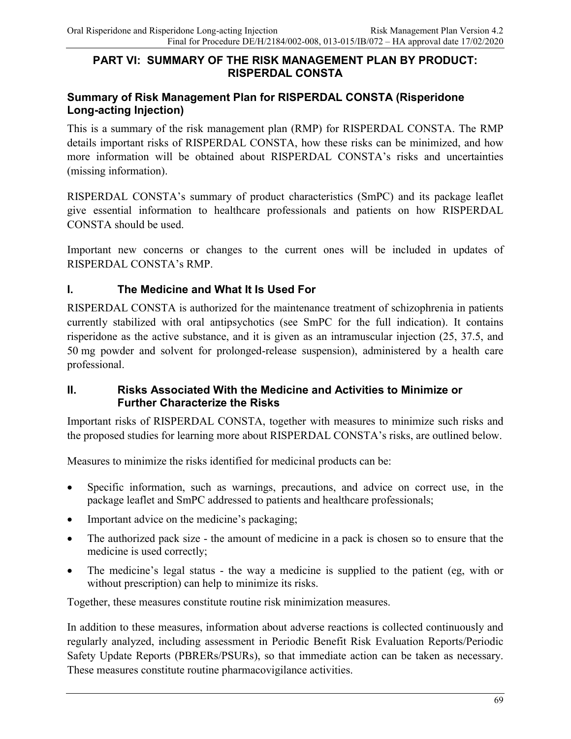# PART VI: SUMMARY OF THE RISK MANAGEMENT PLAN BY PRODUCT: RISPERDAL CONSTA

## Summary of Risk Management Plan for RISPERDAL CONSTA (Risperidone Long-acting Injection)

This is a summary of the risk management plan (RMP) for RISPERDAL CONSTA. The RMP details important risks of RISPERDAL CONSTA, how these risks can be minimized, and how more information will be obtained about RISPERDAL CONSTA's risks and uncertainties (missing information).

RISPERDAL CONSTA's summary of product characteristics (SmPC) and its package leaflet give essential information to healthcare professionals and patients on how RISPERDAL CONSTA should be used.

Important new concerns or changes to the current ones will be included in updates of RISPERDAL CONSTA's RMP.

## I. The Medicine and What It Is Used For

RISPERDAL CONSTA is authorized for the maintenance treatment of schizophrenia in patients currently stabilized with oral antipsychotics (see SmPC for the full indication). It contains risperidone as the active substance, and it is given as an intramuscular injection (25, 37.5, and 50 mg powder and solvent for prolonged-release suspension), administered by a health care professional.

## II. Risks Associated With the Medicine and Activities to Minimize or Further Characterize the Risks

Important risks of RISPERDAL CONSTA, together with measures to minimize such risks and the proposed studies for learning more about RISPERDAL CONSTA's risks, are outlined below.

Measures to minimize the risks identified for medicinal products can be:

- Specific information, such as warnings, precautions, and advice on correct use, in the package leaflet and SmPC addressed to patients and healthcare professionals;
- Important advice on the medicine's packaging;
- The authorized pack size - the amount of medicine in a pack is chosen so to ensure that the medicine is used correctly;
- The medicine's legal status - the way a medicine is supplied to the patient (eg, with or without prescription) can help to minimize its risks.

Together, these measures constitute routine risk minimization measures.

In addition to these measures, information about adverse reactions is collected continuously and regularly analyzed, including assessment in Periodic Benefit Risk Evaluation Reports/Periodic Safety Update Reports (PBRERs/PSURs), so that immediate action can be taken as necessary. These measures constitute routine pharmacovigilance activities.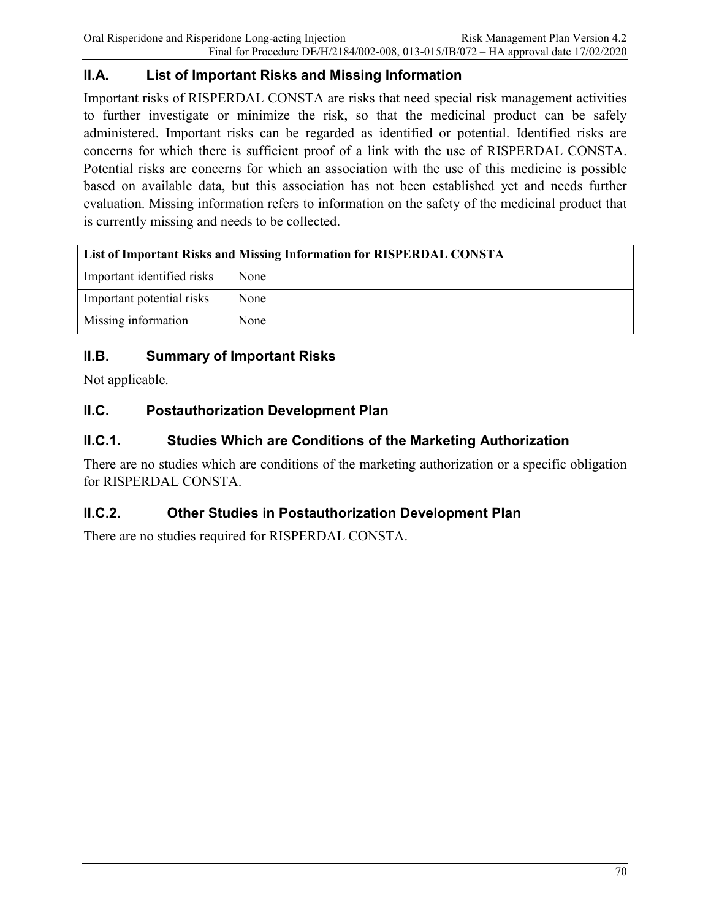## II.A. List of Important Risks and Missing Information

Important risks of RISPERDAL CONSTA are risks that need special risk management activities to further investigate or minimize the risk, so that the medicinal product can be safely administered. Important risks can be regarded as identified or potential. Identified risks are concerns for which there is sufficient proof of a link with the use of RISPERDAL CONSTA. Potential risks are concerns for which an association with the use of this medicine is possible based on available data, but this association has not been established yet and needs further evaluation. Missing information refers to information on the safety of the medicinal product that is currently missing and needs to be collected.

| **List of Important Risks and Missing Information for RISPERDAL CONSTA** | |
|---|---|
| Important identified risks | None |
| Important potential risks | None |
| Missing information | None |

## II.B. Summary of Important Risks

Not applicable.

## II.C. Postauthorization Development Plan

### II.C.1. Studies Which are Conditions of the Marketing Authorization

There are no studies which are conditions of the marketing authorization or a specific obligation for RISPERDAL CONSTA.

### II.C.2. Other Studies in Postauthorization Development Plan

There are no studies required for RISPERDAL CONSTA.